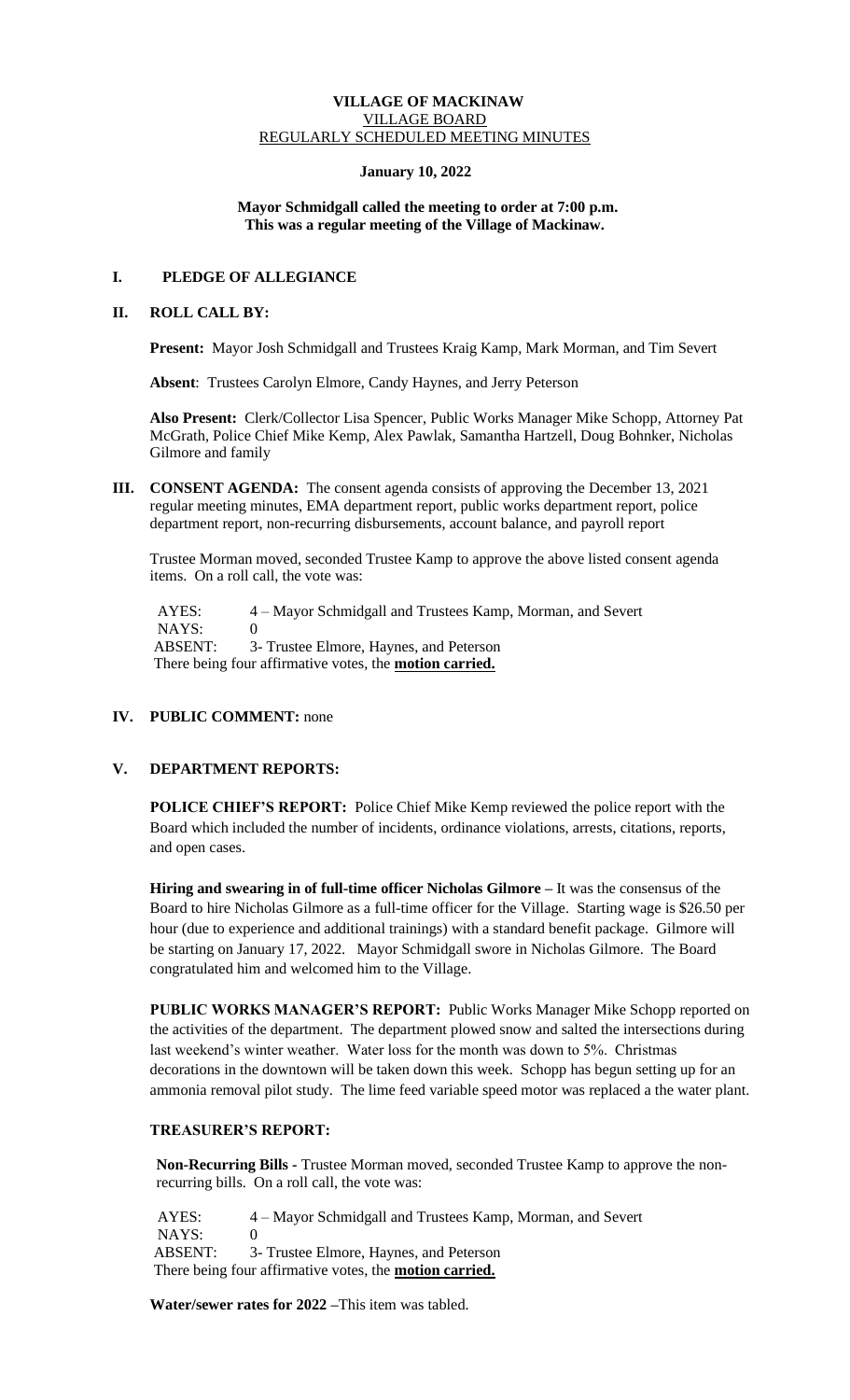**VILLAGE OF MACKINAW**
VILLAGE BOARD
REGULARLY SCHEDULED MEETING MINUTES

**January 10, 2022**

**Mayor Schmidgall called the meeting to order at 7:00 p.m.**
**This was a regular meeting of the Village of Mackinaw.**

## I. PLEDGE OF ALLEGIANCE

## II. ROLL CALL BY:

**Present:** Mayor Josh Schmidgall and Trustees Kraig Kamp, Mark Morman, and Tim Severt

**Absent**: Trustees Carolyn Elmore, Candy Haynes, and Jerry Peterson

**Also Present:** Clerk/Collector Lisa Spencer, Public Works Manager Mike Schopp, Attorney Pat McGrath, Police Chief Mike Kemp, Alex Pawlak, Samantha Hartzell, Doug Bohnker, Nicholas Gilmore and family

**III. CONSENT AGENDA:** The consent agenda consists of approving the December 13, 2021 regular meeting minutes, EMA department report, public works department report, police department report, non-recurring disbursements, account balance, and payroll report

Trustee Morman moved, seconded Trustee Kamp to approve the above listed consent agenda items. On a roll call, the vote was:

AYES: 4 – Mayor Schmidgall and Trustees Kamp, Morman, and Severt
NAYS: 0
ABSENT: 3- Trustee Elmore, Haynes, and Peterson
There being four affirmative votes, the **motion carried.**

**IV. PUBLIC COMMENT:** none

## V. DEPARTMENT REPORTS:

**POLICE CHIEF'S REPORT:** Police Chief Mike Kemp reviewed the police report with the Board which included the number of incidents, ordinance violations, arrests, citations, reports, and open cases.

**Hiring and swearing in of full-time officer Nicholas Gilmore –** It was the consensus of the Board to hire Nicholas Gilmore as a full-time officer for the Village. Starting wage is $26.50 per hour (due to experience and additional trainings) with a standard benefit package. Gilmore will be starting on January 17, 2022. Mayor Schmidgall swore in Nicholas Gilmore. The Board congratulated him and welcomed him to the Village.

**PUBLIC WORKS MANAGER'S REPORT:** Public Works Manager Mike Schopp reported on the activities of the department. The department plowed snow and salted the intersections during last weekend's winter weather. Water loss for the month was down to 5%. Christmas decorations in the downtown will be taken down this week. Schopp has begun setting up for an ammonia removal pilot study. The lime feed variable speed motor was replaced a the water plant.

**TREASURER'S REPORT:**

**Non-Recurring Bills -** Trustee Morman moved, seconded Trustee Kamp to approve the non-recurring bills. On a roll call, the vote was:

AYES: 4 – Mayor Schmidgall and Trustees Kamp, Morman, and Severt
NAYS: 0
ABSENT: 3- Trustee Elmore, Haynes, and Peterson
There being four affirmative votes, the **motion carried.**

**Water/sewer rates for 2022 –**This item was tabled.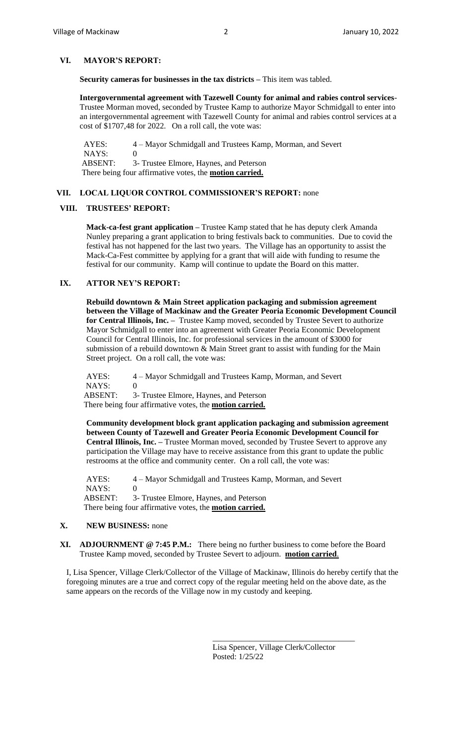## VI. MAYOR'S REPORT:

**Security cameras for businesses in the tax districts –** This item was tabled.

**Intergovernmental agreement with Tazewell County for animal and rabies control services**- Trustee Morman moved, seconded by Trustee Kamp to authorize Mayor Schmidgall to enter into an intergovernmental agreement with Tazewell County for animal and rabies control services at a cost of $1707,48 for 2022. On a roll call, the vote was:

AYES: 4 – Mayor Schmidgall and Trustees Kamp, Morman, and Severt
NAYS: 0
ABSENT: 3- Trustee Elmore, Haynes, and Peterson
There being four affirmative votes, the **motion carried.**

## VII. LOCAL LIQUOR CONTROL COMMISSIONER'S REPORT: none

## VIII. TRUSTEES' REPORT:

**Mack-ca-fest grant application –** Trustee Kamp stated that he has deputy clerk Amanda Nunley preparing a grant application to bring festivals back to communities. Due to covid the festival has not happened for the last two years. The Village has an opportunity to assist the Mack-Ca-Fest committee by applying for a grant that will aide with funding to resume the festival for our community. Kamp will continue to update the Board on this matter.

## IX. ATTOR NEY'S REPORT:

**Rebuild downtown & Main Street application packaging and submission agreement between the Village of Mackinaw and the Greater Peoria Economic Development Council for Central Illinois, Inc. –** Trustee Kamp moved, seconded by Trustee Severt to authorize Mayor Schmidgall to enter into an agreement with Greater Peoria Economic Development Council for Central Illinois, Inc. for professional services in the amount of $3000 for submission of a rebuild downtown & Main Street grant to assist with funding for the Main Street project. On a roll call, the vote was:

AYES: 4 – Mayor Schmidgall and Trustees Kamp, Morman, and Severt
NAYS: 0
ABSENT: 3- Trustee Elmore, Haynes, and Peterson
There being four affirmative votes, the **motion carried.**

**Community development block grant application packaging and submission agreement between County of Tazewell and Greater Peoria Economic Development Council for Central Illinois, Inc. –** Trustee Morman moved, seconded by Trustee Severt to approve any participation the Village may have to receive assistance from this grant to update the public restrooms at the office and community center. On a roll call, the vote was:

AYES: 4 – Mayor Schmidgall and Trustees Kamp, Morman, and Severt
NAYS: 0
ABSENT: 3- Trustee Elmore, Haynes, and Peterson
There being four affirmative votes, the **motion carried.**

## X. NEW BUSINESS: none

## XI. ADJOURNMENT @ 7:45 P.M.: There being no further business to come before the Board Trustee Kamp moved, seconded by Trustee Severt to adjourn. **motion carried**.

I, Lisa Spencer, Village Clerk/Collector of the Village of Mackinaw, Illinois do hereby certify that the foregoing minutes are a true and correct copy of the regular meeting held on the above date, as the same appears on the records of the Village now in my custody and keeping.

\_\_\_\_\_\_\_\_\_\_\_\_\_\_\_\_\_\_\_\_\_\_\_\_\_\_\_\_\_\_\_\_\_\_\_

Lisa Spencer, Village Clerk/Collector
Posted: 1/25/22